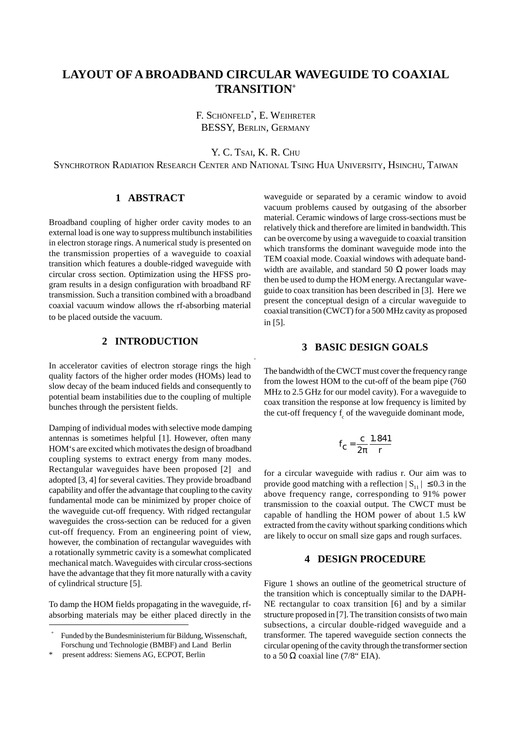# LAYOUT OF A BROADBAND CIRCULAR WAVEGUIDE TO COAXIAL TRANSITION[+]

F. SCHÖNFELD[*], E. WEIHRETER
BESSY, BERLIN, GERMANY

Y. C. TSAI, K. R. CHU
SYNCHROTRON RADIATION RESEARCH CENTER AND NATIONAL TSING HUA UNIVERSITY, HSINCHU, TAIWAN

## 1 ABSTRACT

Broadband coupling of higher order cavity modes to an external load is one way to suppress multibunch instabilities in electron storage rings. A numerical study is presented on the transmission properties of a waveguide to coaxial transition which features a double-ridged waveguide with circular cross section. Optimization using the HFSS program results in a design configuration with broadband RF transmission. Such a transition combined with a broadband coaxial vacuum window allows the rf-absorbing material to be placed outside the vacuum.

## 2 INTRODUCTION

In accelerator cavities of electron storage rings the high quality factors of the higher order modes (HOMs) lead to slow decay of the beam induced fields and consequently to potential beam instabilities due to the coupling of multiple bunches through the persistent fields.

Damping of individual modes with selective mode damping antennas is sometimes helpful [1]. However, often many HOM's are excited which motivates the design of broadband coupling systems to extract energy from many modes. Rectangular waveguides have been proposed [2] and adopted [3, 4] for several cavities. They provide broadband capability and offer the advantage that coupling to the cavity fundamental mode can be minimized by proper choice of the waveguide cut-off frequency. With ridged rectangular waveguides the cross-section can be reduced for a given cut-off frequency. From an engineering point of view, however, the combination of rectangular waveguides with a rotationally symmetric cavity is a somewhat complicated mechanical match. Waveguides with circular cross-sections have the advantage that they fit more naturally with a cavity of cylindrical structure [5].

To damp the HOM fields propagating in the waveguide, rf-absorbing materials may be either placed directly in the waveguide or separated by a ceramic window to avoid vacuum problems caused by outgasing of the absorber material. Ceramic windows of large cross-sections must be relatively thick and therefore are limited in bandwidth. This can be overcome by using a waveguide to coaxial transition which transforms the dominant waveguide mode into the TEM coaxial mode. Coaxial windows with adequate bandwidth are available, and standard 50 Ω power loads may then be used to dump the HOM energy. A rectangular waveguide to coax transition has been described in [3]. Here we present the conceptual design of a circular waveguide to coaxial transition (CWCT) for a 500 MHz cavity as proposed in [5].

## 3 BASIC DESIGN GOALS

The bandwidth of the CWCT must cover the frequency range from the lowest HOM to the cut-off of the beam pipe (760 MHz to 2.5 GHz for our model cavity). For a waveguide to coax transition the response at low frequency is limited by the cut-off frequency $f_c$ of the waveguide dominant mode,

$$f_C = \frac{c}{2\pi} \frac{1.841}{r}$$

for a circular waveguide with radius r. Our aim was to provide good matching with a reflection $|S_{11}| \leq 0.3$ in the above frequency range, corresponding to 91% power transmission to the coaxial output. The CWCT must be capable of handling the HOM power of about 1.5 kW extracted from the cavity without sparking conditions which are likely to occur on small size gaps and rough surfaces.

## 4 DESIGN PROCEDURE

Figure 1 shows an outline of the geometrical structure of the transition which is conceptually similar to the DAPHNE rectangular to coax transition [6] and by a similar structure proposed in [7]. The transition consists of two main subsections, a circular double-ridged waveguide and a transformer. The tapered waveguide section connects the circular opening of the cavity through the transformer section to a 50 Ω coaxial line (7/8" EIA).

---

[+] Funded by the Bundesministerium für Bildung, Wissenschaft, Forschung und Technologie (BMBF) and Land Berlin

[*] present address: Siemens AG, ECPOT, Berlin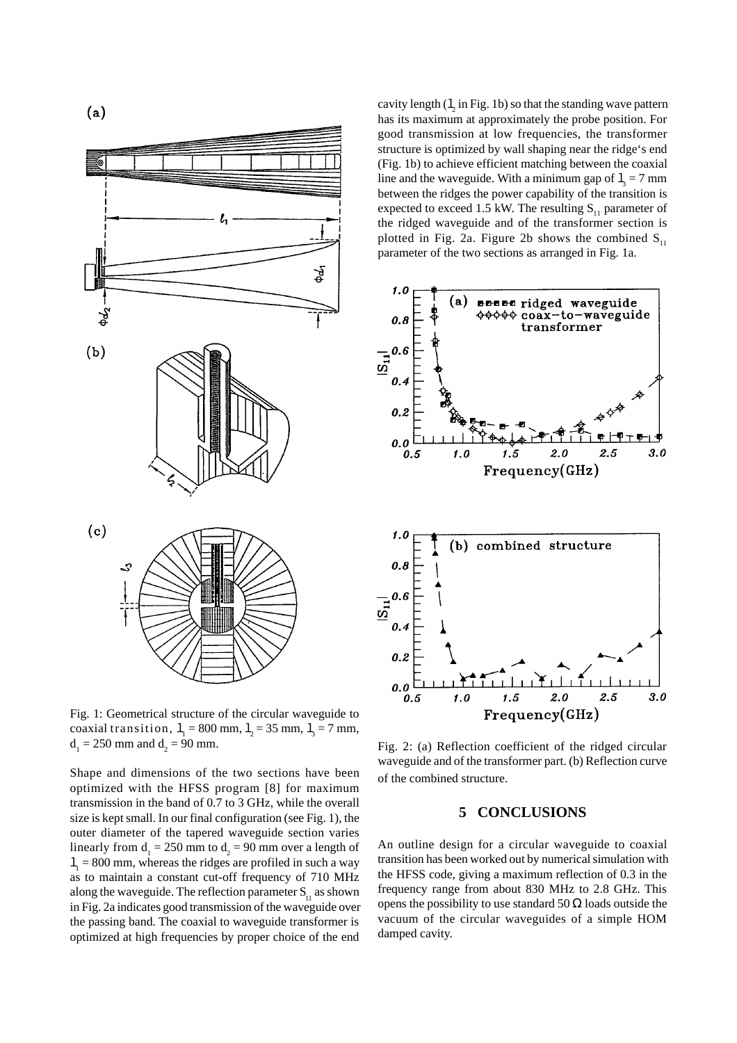Fig. 1: Geometrical structure of the circular waveguide to coaxial transition, $l_1$ = 800 mm, $l_2$ = 35 mm, $l_3$ = 7 mm, $d_1$ = 250 mm and $d_2$ = 90 mm.

Shape and dimensions of the two sections have been optimized with the HFSS program [8] for maximum transmission in the band of 0.7 to 3 GHz, while the overall size is kept small. In our final configuration (see Fig. 1), the outer diameter of the tapered waveguide section varies linearly from $d_1$ = 250 mm to $d_2$ = 90 mm over a length of $l_1$ = 800 mm, whereas the ridges are profiled in such a way as to maintain a constant cut-off frequency of 710 MHz along the waveguide. The reflection parameter $S_{11}$ as shown in Fig. 2a indicates good transmission of the waveguide over the passing band. The coaxial to waveguide transformer is optimized at high frequencies by proper choice of the end cavity length ($l_2$ in Fig. 1b) so that the standing wave pattern has its maximum at approximately the probe position. For good transmission at low frequencies, the transformer structure is optimized by wall shaping near the ridge's end (Fig. 1b) to achieve efficient matching between the coaxial line and the waveguide. With a minimum gap of $l_3$ = 7 mm between the ridges the power capability of the transition is expected to exceed 1.5 kW. The resulting $S_{11}$ parameter of the ridged waveguide and of the transformer section is plotted in Fig. 2a. Figure 2b shows the combined $S_{11}$ parameter of the two sections as arranged in Fig. 1a.

Fig. 2: (a) Reflection coefficient of the ridged circular waveguide and of the transformer part. (b) Reflection curve of the combined structure.

## 5 CONCLUSIONS

An outline design for a circular waveguide to coaxial transition has been worked out by numerical simulation with the HFSS code, giving a maximum reflection of 0.3 in the frequency range from about 830 MHz to 2.8 GHz. This opens the possibility to use standard 50 $\Omega$ loads outside the vacuum of the circular waveguides of a simple HOM damped cavity.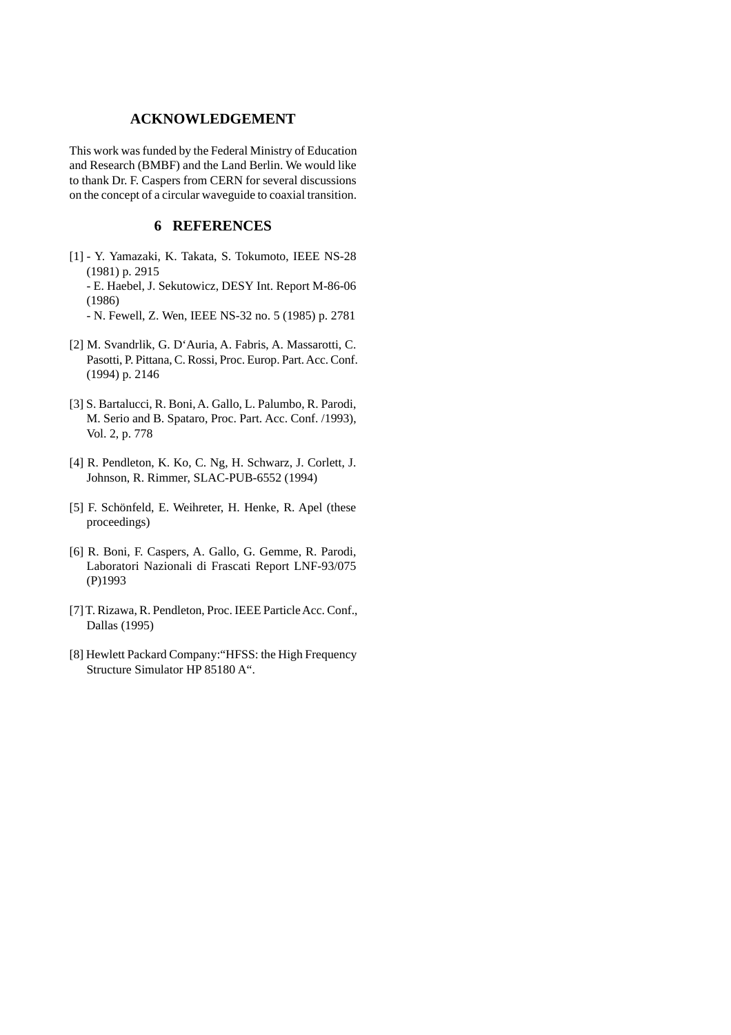## ACKNOWLEDGEMENT

This work was funded by the Federal Ministry of Education and Research (BMBF) and the Land Berlin. We would like to thank Dr. F. Caspers from CERN for several discussions on the concept of a circular waveguide to coaxial transition.

## 6 REFERENCES

[1] - Y. Yamazaki, K. Takata, S. Tokumoto, IEEE NS-28 (1981) p. 2915
- E. Haebel, J. Sekutowicz, DESY Int. Report M-86-06 (1986)
- N. Fewell, Z. Wen, IEEE NS-32 no. 5 (1985) p. 2781

[2] M. Svandrlik, G. D'Auria, A. Fabris, A. Massarotti, C. Pasotti, P. Pittana, C. Rossi, Proc. Europ. Part. Acc. Conf. (1994) p. 2146

[3] S. Bartalucci, R. Boni, A. Gallo, L. Palumbo, R. Parodi, M. Serio and B. Spataro, Proc. Part. Acc. Conf. /1993), Vol. 2, p. 778

[4] R. Pendleton, K. Ko, C. Ng, H. Schwarz, J. Corlett, J. Johnson, R. Rimmer, SLAC-PUB-6552 (1994)

[5] F. Schönfeld, E. Weihreter, H. Henke, R. Apel (these proceedings)

[6] R. Boni, F. Caspers, A. Gallo, G. Gemme, R. Parodi, Laboratori Nazionali di Frascati Report LNF-93/075 (P)1993

[7] T. Rizawa, R. Pendleton, Proc. IEEE Particle Acc. Conf., Dallas (1995)

[8] Hewlett Packard Company:"HFSS: the High Frequency Structure Simulator HP 85180 A".